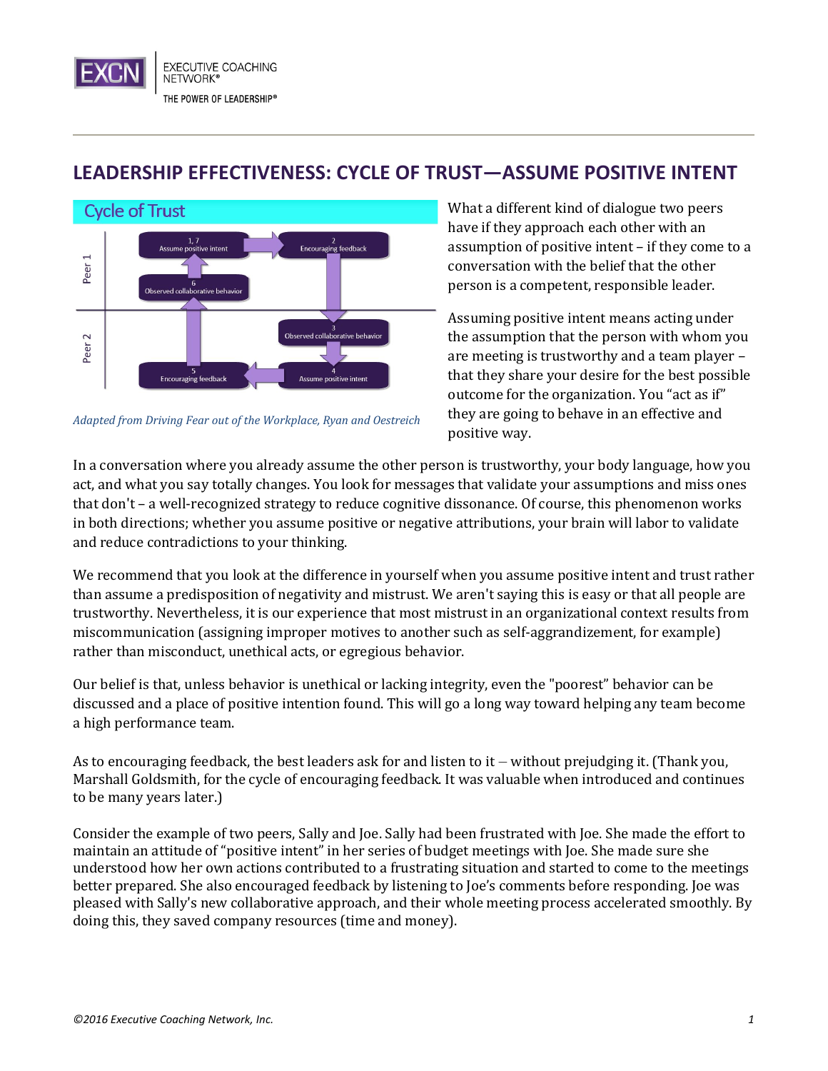# LEADERSHIP EFFECTIVENESS: CYCLE OF TRUST—ASSUME POSITIVE INTENT

**Cycle of Trust**

| | | |
|---|---|---|
| Peer 1 | 1, 7 Assume positive intent → | 2 Encouraging feedback |
| | 6 Observed collaborative behavior | ↓ |
| Peer 2 | ↑ | 3 Observed collaborative behavior |
| | 5 Encouraging feedback | ← 4 Assume positive intent |

*Adapted from Driving Fear out of the Workplace, Ryan and Oestreich*

What a different kind of dialogue two peers have if they approach each other with an assumption of positive intent – if they come to a conversation with the belief that the other person is a competent, responsible leader.

Assuming positive intent means acting under the assumption that the person with whom you are meeting is trustworthy and a team player – that they share your desire for the best possible outcome for the organization. You "act as if" they are going to behave in an effective and positive way.

In a conversation where you already assume the other person is trustworthy, your body language, how you act, and what you say totally changes. You look for messages that validate your assumptions and miss ones that don't – a well-recognized strategy to reduce cognitive dissonance. Of course, this phenomenon works in both directions; whether you assume positive or negative attributions, your brain will labor to validate and reduce contradictions to your thinking.

We recommend that you look at the difference in yourself when you assume positive intent and trust rather than assume a predisposition of negativity and mistrust. We aren't saying this is easy or that all people are trustworthy. Nevertheless, it is our experience that most mistrust in an organizational context results from miscommunication (assigning improper motives to another such as self-aggrandizement, for example) rather than misconduct, unethical acts, or egregious behavior.

Our belief is that, unless behavior is unethical or lacking integrity, even the "poorest" behavior can be discussed and a place of positive intention found. This will go a long way toward helping any team become a high performance team.

As to encouraging feedback, the best leaders ask for and listen to it – without prejudging it. (Thank you, Marshall Goldsmith, for the cycle of encouraging feedback. It was valuable when introduced and continues to be many years later.)

Consider the example of two peers, Sally and Joe. Sally had been frustrated with Joe. She made the effort to maintain an attitude of "positive intent" in her series of budget meetings with Joe. She made sure she understood how her own actions contributed to a frustrating situation and started to come to the meetings better prepared. She also encouraged feedback by listening to Joe's comments before responding. Joe was pleased with Sally's new collaborative approach, and their whole meeting process accelerated smoothly. By doing this, they saved company resources (time and money).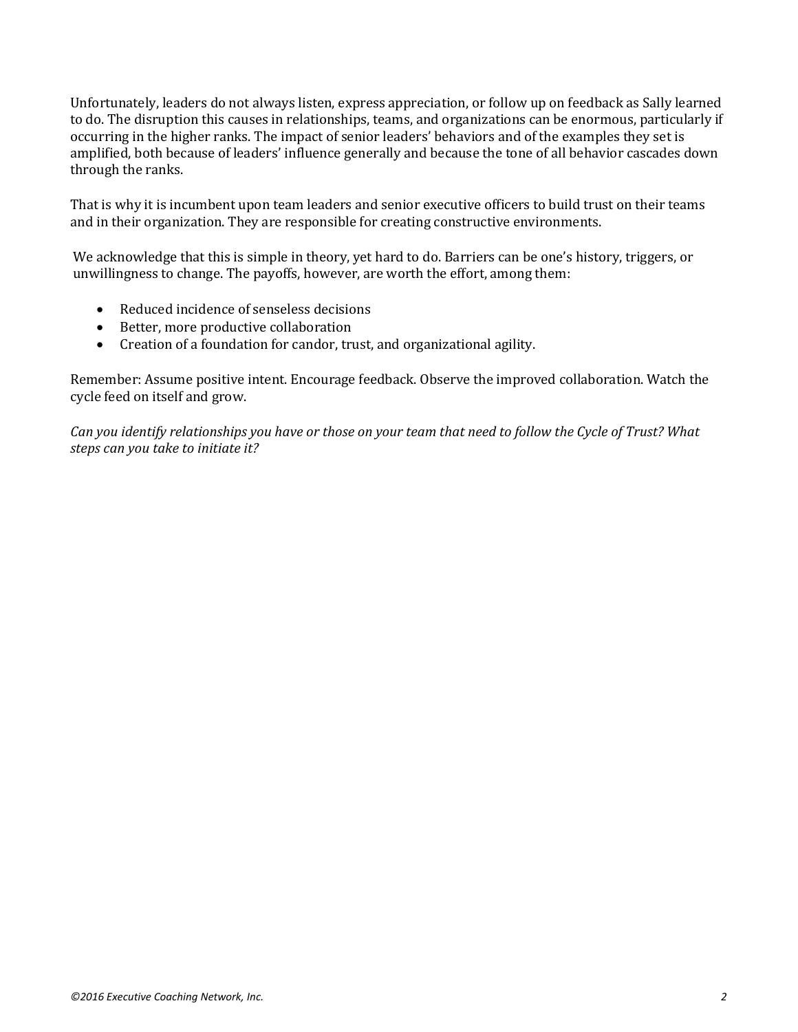Unfortunately, leaders do not always listen, express appreciation, or follow up on feedback as Sally learned to do. The disruption this causes in relationships, teams, and organizations can be enormous, particularly if occurring in the higher ranks. The impact of senior leaders' behaviors and of the examples they set is amplified, both because of leaders' influence generally and because the tone of all behavior cascades down through the ranks.

That is why it is incumbent upon team leaders and senior executive officers to build trust on their teams and in their organization. They are responsible for creating constructive environments.

We acknowledge that this is simple in theory, yet hard to do. Barriers can be one's history, triggers, or unwillingness to change. The payoffs, however, are worth the effort, among them:

- Reduced incidence of senseless decisions
- Better, more productive collaboration
- Creation of a foundation for candor, trust, and organizational agility.

Remember: Assume positive intent. Encourage feedback. Observe the improved collaboration. Watch the cycle feed on itself and grow.

*Can you identify relationships you have or those on your team that need to follow the Cycle of Trust? What steps can you take to initiate it?*